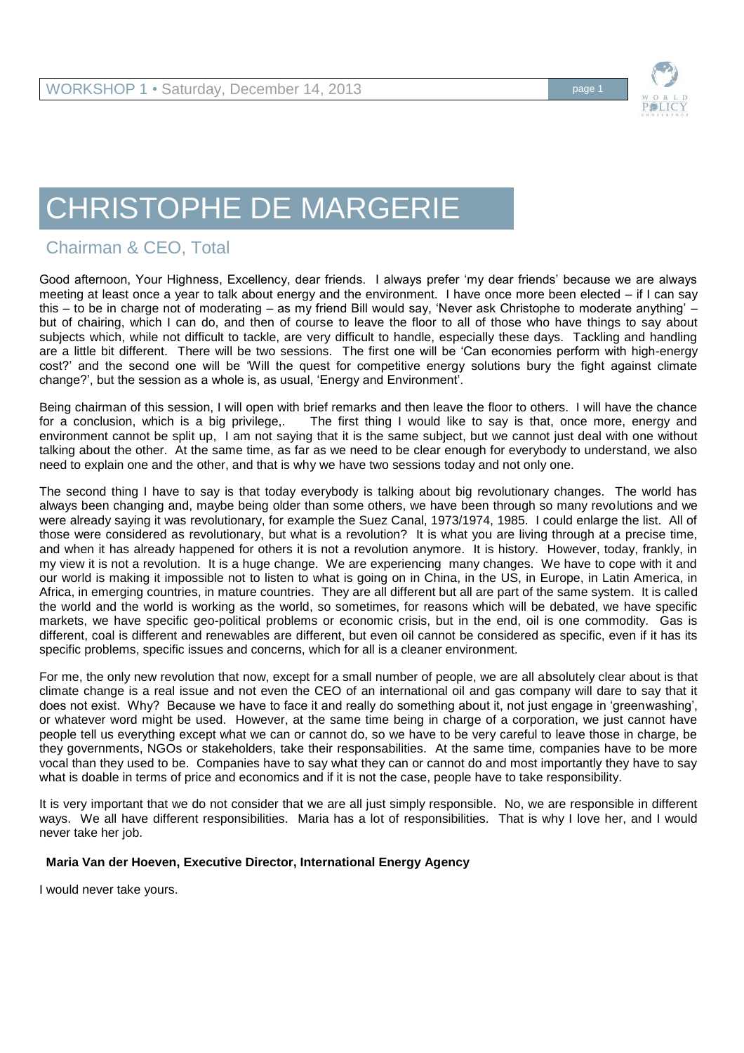# CHRISTOPHE DE MARGERIE

## Chairman & CEO, Total

Good afternoon, Your Highness, Excellency, dear friends. I always prefer 'my dear friends' because we are always meeting at least once a year to talk about energy and the environment. I have once more been elected – if I can say this – to be in charge not of moderating – as my friend Bill would say, 'Never ask Christophe to moderate anything' – but of chairing, which I can do, and then of course to leave the floor to all of those who have things to say about subjects which, while not difficult to tackle, are very difficult to handle, especially these days. Tackling and handling are a little bit different. There will be two sessions. The first one will be 'Can economies perform with high-energy cost?' and the second one will be 'Will the quest for competitive energy solutions bury the fight against climate change?', but the session as a whole is, as usual, 'Energy and Environment'.

Being chairman of this session, I will open with brief remarks and then leave the floor to others. I will have the chance for a conclusion, which is a big privilege,. The first thing I would like to say is that, once more, energy and environment cannot be split up, I am not saying that it is the same subject, but we cannot just deal with one without talking about the other. At the same time, as far as we need to be clear enough for everybody to understand, we also need to explain one and the other, and that is why we have two sessions today and not only one.

The second thing I have to say is that today everybody is talking about big revolutionary changes. The world has always been changing and, maybe being older than some others, we have been through so many revolutions and we were already saying it was revolutionary, for example the Suez Canal, 1973/1974, 1985. I could enlarge the list. All of those were considered as revolutionary, but what is a revolution? It is what you are living through at a precise time, and when it has already happened for others it is not a revolution anymore. It is history. However, today, frankly, in my view it is not a revolution. It is a huge change. We are experiencing many changes. We have to cope with it and our world is making it impossible not to listen to what is going on in China, in the US, in Europe, in Latin America, in Africa, in emerging countries, in mature countries. They are all different but all are part of the same system. It is called the world and the world is working as the world, so sometimes, for reasons which will be debated, we have specific markets, we have specific geo-political problems or economic crisis, but in the end, oil is one commodity. Gas is different, coal is different and renewables are different, but even oil cannot be considered as specific, even if it has its specific problems, specific issues and concerns, which for all is a cleaner environment.

For me, the only new revolution that now, except for a small number of people, we are all absolutely clear about is that climate change is a real issue and not even the CEO of an international oil and gas company will dare to say that it does not exist. Why? Because we have to face it and really do something about it, not just engage in 'greenwashing', or whatever word might be used. However, at the same time being in charge of a corporation, we just cannot have people tell us everything except what we can or cannot do, so we have to be very careful to leave those in charge, be they governments, NGOs or stakeholders, take their responsabilities. At the same time, companies have to be more vocal than they used to be. Companies have to say what they can or cannot do and most importantly they have to say what is doable in terms of price and economics and if it is not the case, people have to take responsibility.

It is very important that we do not consider that we are all just simply responsible. No, we are responsible in different ways. We all have different responsibilities. Maria has a lot of responsibilities. That is why I love her, and I would never take her job.

**Maria Van der Hoeven, Executive Director, International Energy Agency**

I would never take yours.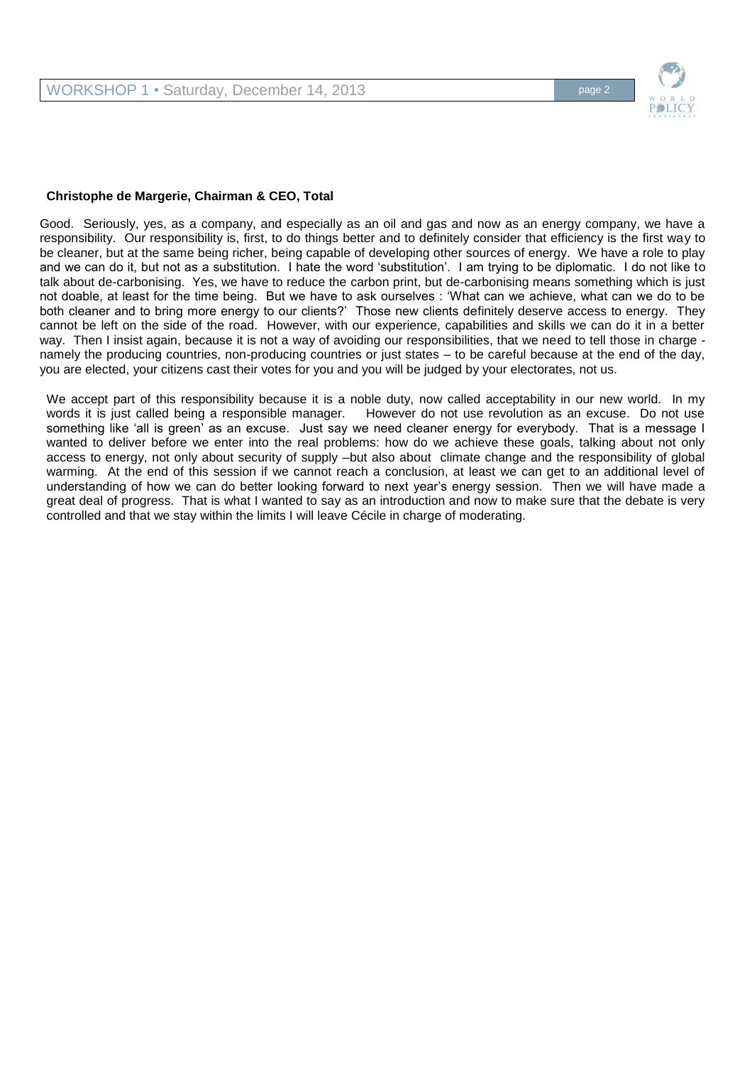**Christophe de Margerie, Chairman & CEO, Total**

Good. Seriously, yes, as a company, and especially as an oil and gas and now as an energy company, we have a responsibility. Our responsibility is, first, to do things better and to definitely consider that efficiency is the first way to be cleaner, but at the same being richer, being capable of developing other sources of energy. We have a role to play and we can do it, but not as a substitution. I hate the word 'substitution'. I am trying to be diplomatic. I do not like to talk about de-carbonising. Yes, we have to reduce the carbon print, but de-carbonising means something which is just not doable, at least for the time being. But we have to ask ourselves : 'What can we achieve, what can we do to be both cleaner and to bring more energy to our clients?' Those new clients definitely deserve access to energy. They cannot be left on the side of the road. However, with our experience, capabilities and skills we can do it in a better way. Then I insist again, because it is not a way of avoiding our responsibilities, that we need to tell those in charge - namely the producing countries, non-producing countries or just states – to be careful because at the end of the day, you are elected, your citizens cast their votes for you and you will be judged by your electorates, not us.

We accept part of this responsibility because it is a noble duty, now called acceptability in our new world. In my words it is just called being a responsible manager. However do not use revolution as an excuse. Do not use something like 'all is green' as an excuse. Just say we need cleaner energy for everybody. That is a message I wanted to deliver before we enter into the real problems: how do we achieve these goals, talking about not only access to energy, not only about security of supply –but also about climate change and the responsibility of global warming. At the end of this session if we cannot reach a conclusion, at least we can get to an additional level of understanding of how we can do better looking forward to next year's energy session. Then we will have made a great deal of progress. That is what I wanted to say as an introduction and now to make sure that the debate is very controlled and that we stay within the limits I will leave Cécile in charge of moderating.